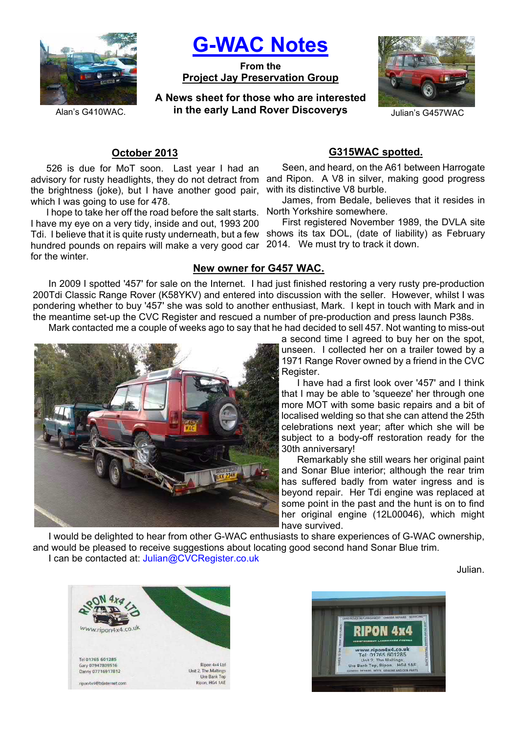# G-WAC Notes

**From the**
**Project Jay Preservation Group**

**A News sheet for those who are interested in the early Land Rover Discoverys**

Alan's G410WAC.

Julian's G457WAC

## October 2013

526 is due for MoT soon. Last year I had an advisory for rusty headlights, they do not detract from the brightness (joke), but I have another good pair, which I was going to use for 478.

I hope to take her off the road before the salt starts. I have my eye on a very tidy, inside and out, 1993 200 Tdi. I believe that it is quite rusty underneath, but a few hundred pounds on repairs will make a very good car for the winter.

## G315WAC spotted.

Seen, and heard, on the A61 between Harrogate and Ripon. A V8 in silver, making good progress with its distinctive V8 burble.

James, from Bedale, believes that it resides in North Yorkshire somewhere.

First registered November 1989, the DVLA site shows its tax DOL, (date of liability) as February 2014. We must try to track it down.

## New owner for G457 WAC.

In 2009 I spotted '457' for sale on the Internet. I had just finished restoring a very rusty pre-production 200Tdi Classic Range Rover (K58YKV) and entered into discussion with the seller. However, whilst I was pondering whether to buy '457' she was sold to another enthusiast, Mark. I kept in touch with Mark and in the meantime set-up the CVC Register and rescued a number of pre-production and press launch P38s.

Mark contacted me a couple of weeks ago to say that he had decided to sell 457. Not wanting to miss-out a second time I agreed to buy her on the spot, unseen. I collected her on a trailer towed by a 1971 Range Rover owned by a friend in the CVC Register.

I have had a first look over '457' and I think that I may be able to 'squeeze' her through one more MOT with some basic repairs and a bit of localised welding so that she can attend the 25th celebrations next year; after which she will be subject to a body-off restoration ready for the 30th anniversary!

Remarkably she still wears her original paint and Sonar Blue interior; although the rear trim has suffered badly from water ingress and is beyond repair. Her Tdi engine was replaced at some point in the past and the hunt is on to find her original engine (12L00046), which might have survived.

I would be delighted to hear from other G-WAC enthusiasts to share experiences of G-WAC ownership, and would be pleased to receive suggestions about locating good second hand Sonar Blue trim.

I can be contacted at: Julian@CVCRegister.co.uk

Julian.

RIPON 4x4 LTD
www.ripon4x4.co.uk
Tel 01765 601285
Gary 07947809516
Danny 07716917812
ripon4x4@btinternet.com
Ripon 4x4 Ltd
Unit 2, The Maltings
Ure Bank Top
Ripon, HG4 1AE

RIPON 4x4
INDEPENDENT LANDROVER CENTRE
www.ripon4x4.co.uk
Tel: 01765 601285
Unit 2, The Maltings,
Ure Bank Top, Ripon. HG4 1AE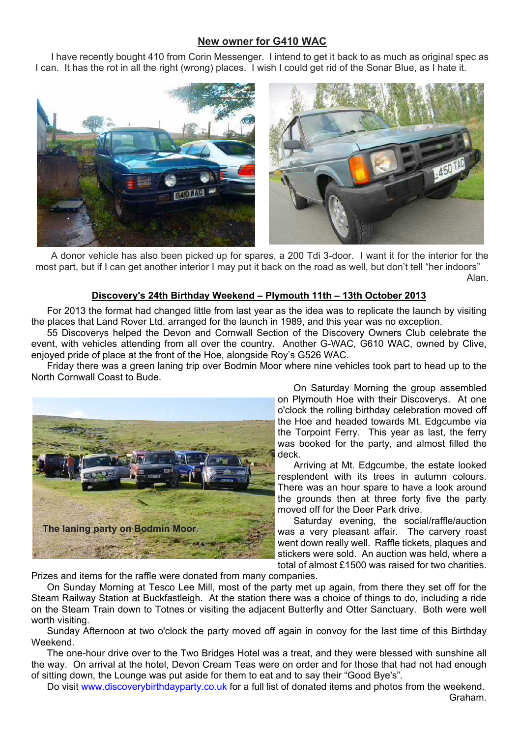## New owner for G410 WAC

I have recently bought 410 from Corin Messenger. I intend to get it back to as much as original spec as I can. It has the rot in all the right (wrong) places. I wish I could get rid of the Sonar Blue, as I hate it.

A donor vehicle has also been picked up for spares, a 200 Tdi 3-door. I want it for the interior for the most part, but if I can get another interior I may put it back on the road as well, but don't tell "her indoors"

Alan.

## Discovery's 24th Birthday Weekend – Plymouth 11th – 13th October 2013

For 2013 the format had changed little from last year as the idea was to replicate the launch by visiting the places that Land Rover Ltd. arranged for the launch in 1989, and this year was no exception.

55 Discoverys helped the Devon and Cornwall Section of the Discovery Owners Club celebrate the event, with vehicles attending from all over the country. Another G-WAC, G610 WAC, owned by Clive, enjoyed pride of place at the front of the Hoe, alongside Roy's G526 WAC.

Friday there was a green laning trip over Bodmin Moor where nine vehicles took part to head up to the North Cornwall Coast to Bude.

The laning party on Bodmin Moor.

On Saturday Morning the group assembled on Plymouth Hoe with their Discoverys. At one o'clock the rolling birthday celebration moved off the Hoe and headed towards Mt. Edgcumbe via the Torpoint Ferry. This year as last, the ferry was booked for the party, and almost filled the deck.

Arriving at Mt. Edgcumbe, the estate looked resplendent with its trees in autumn colours. There was an hour spare to have a look around the grounds then at three forty five the party moved off for the Deer Park drive.

Saturday evening, the social/raffle/auction was a very pleasant affair. The carvery roast went down really well. Raffle tickets, plaques and stickers were sold. An auction was held, where a total of almost £1500 was raised for two charities. Prizes and items for the raffle were donated from many companies.

On Sunday Morning at Tesco Lee Mill, most of the party met up again, from there they set off for the Steam Railway Station at Buckfastleigh. At the station there was a choice of things to do, including a ride on the Steam Train down to Totnes or visiting the adjacent Butterfly and Otter Sanctuary. Both were well worth visiting.

Sunday Afternoon at two o'clock the party moved off again in convoy for the last time of this Birthday Weekend.

The one-hour drive over to the Two Bridges Hotel was a treat, and they were blessed with sunshine all the way. On arrival at the hotel, Devon Cream Teas were on order and for those that had not had enough of sitting down, the Lounge was put aside for them to eat and to say their "Good Bye's".

Do visit www.discoverybirthdayparty.co.uk for a full list of donated items and photos from the weekend.

Graham.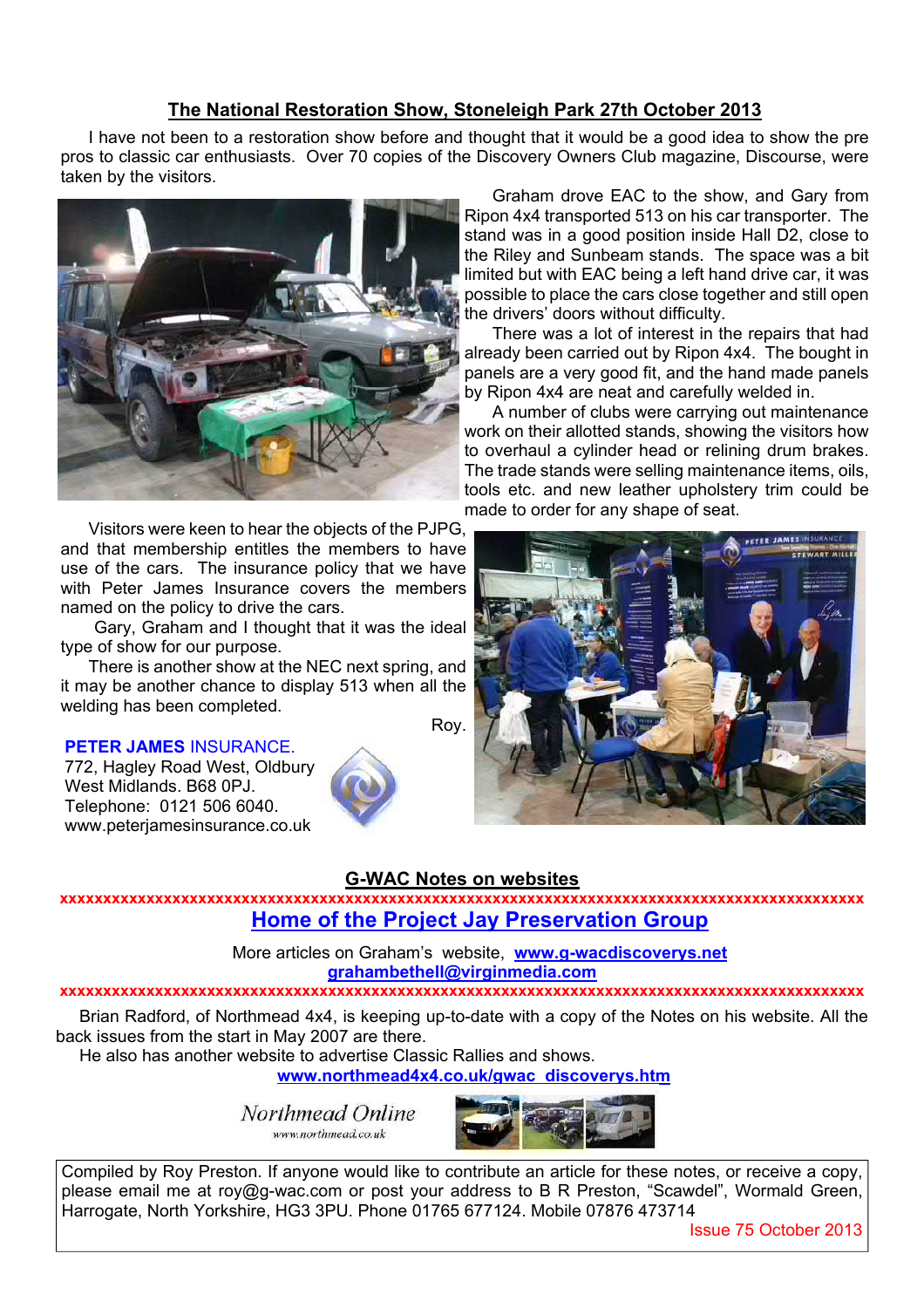## The National Restoration Show, Stoneleigh Park 27th October 2013

I have not been to a restoration show before and thought that it would be a good idea to show the pre pros to classic car enthusiasts. Over 70 copies of the Discovery Owners Club magazine, Discourse, were taken by the visitors.

Graham drove EAC to the show, and Gary from Ripon 4x4 transported 513 on his car transporter. The stand was in a good position inside Hall D2, close to the Riley and Sunbeam stands. The space was a bit limited but with EAC being a left hand drive car, it was possible to place the cars close together and still open the drivers' doors without difficulty.

There was a lot of interest in the repairs that had already been carried out by Ripon 4x4. The bought in panels are a very good fit, and the hand made panels by Ripon 4x4 are neat and carefully welded in.

A number of clubs were carrying out maintenance work on their allotted stands, showing the visitors how to overhaul a cylinder head or relining drum brakes. The trade stands were selling maintenance items, oils, tools etc. and new leather upholstery trim could be made to order for any shape of seat.

Visitors were keen to hear the objects of the PJPG, and that membership entitles the members to have use of the cars. The insurance policy that we have with Peter James Insurance covers the members named on the policy to drive the cars.

Gary, Graham and I thought that it was the ideal type of show for our purpose.

There is another show at the NEC next spring, and it may be another chance to display 513 when all the welding has been completed.

Roy.

**PETER JAMES** INSURANCE.
772, Hagley Road West, Oldbury
West Midlands. B68 0PJ.
Telephone: 0121 506 6040.
www.peterjamesinsurance.co.uk

## G-WAC Notes on websites

xxxxxxxxxxxxxxxxxxxxxxxxxxxxxxxxxxxxxxxxxxxxxxxxxxxxxxxxxxxxxxxxxxxxxxxxxxxxxxxxxxxxxxxxxx

### Home of the Project Jay Preservation Group

More articles on Graham's website, **www.g-wacdiscoverys.net**
**grahambethell@virginmedia.com**

xxxxxxxxxxxxxxxxxxxxxxxxxxxxxxxxxxxxxxxxxxxxxxxxxxxxxxxxxxxxxxxxxxxxxxxxxxxxxxxxxxxxxxxxxx

Brian Radford, of Northmead 4x4, is keeping up-to-date with a copy of the Notes on his website. All the back issues from the start in May 2007 are there.

He also has another website to advertise Classic Rallies and shows.

**www.northmead4x4.co.uk/gwac_discoverys.htm**

Northmead Online
www.northmead.co.uk

Compiled by Roy Preston. If anyone would like to contribute an article for these notes, or receive a copy, please email me at roy@g-wac.com or post your address to B R Preston, "Scawdel", Wormald Green, Harrogate, North Yorkshire, HG3 3PU. Phone 01765 677124. Mobile 07876 473714

Issue 75 October 2013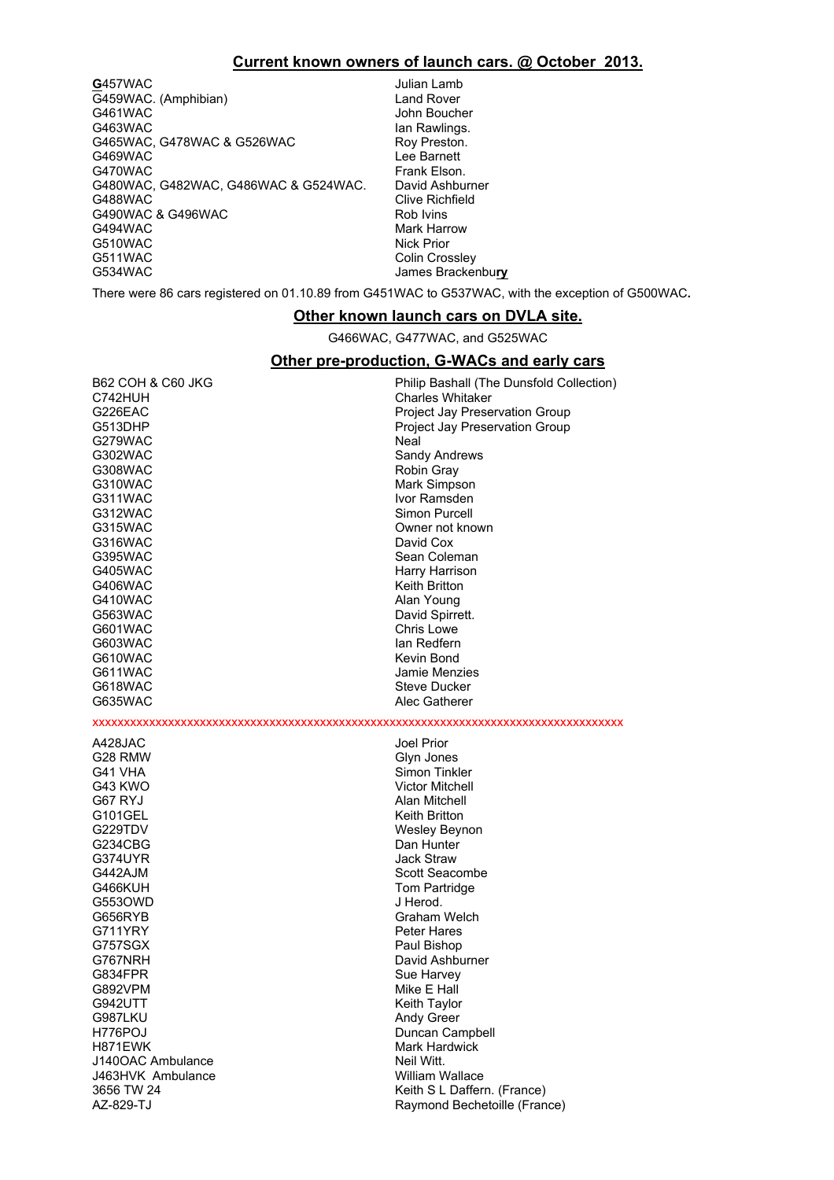## Current known owners of launch cars. @ October 2013.

| | |
|---|---|
| **G**457WAC | Julian Lamb |
| G459WAC. (Amphibian) | Land Rover |
| G461WAC | John Boucher |
| G463WAC | Ian Rawlings. |
| G465WAC, G478WAC & G526WAC | Roy Preston. |
| G469WAC | Lee Barnett |
| G470WAC | Frank Elson. |
| G480WAC, G482WAC, G486WAC & G524WAC. | David Ashburner |
| G488WAC | Clive Richfield |
| G490WAC & G496WAC | Rob Ivins |
| G494WAC | Mark Harrow |
| G510WAC | Nick Prior |
| G511WAC | Colin Crossley |
| G534WAC | James Brackenbu**ry** |

There were 86 cars registered on 01.10.89 from G451WAC to G537WAC, with the exception of G500WAC**.**

## Other known launch cars on DVLA site.

G466WAC, G477WAC, and G525WAC

## Other pre-production, G-WACs and early cars

| | |
|---|---|
| B62 COH & C60 JKG | Philip Bashall (The Dunsfold Collection) |
| C742HUH | Charles Whitaker |
| G226EAC | Project Jay Preservation Group |
| G513DHP | Project Jay Preservation Group |
| G279WAC | Neal |
| G302WAC | Sandy Andrews |
| G308WAC | Robin Gray |
| G310WAC | Mark Simpson |
| G311WAC | Ivor Ramsden |
| G312WAC | Simon Purcell |
| G315WAC | Owner not known |
| G316WAC | David Cox |
| G395WAC | Sean Coleman |
| G405WAC | Harry Harrison |
| G406WAC | Keith Britton |
| G410WAC | Alan Young |
| G563WAC | David Spirrett. |
| G601WAC | Chris Lowe |
| G603WAC | Ian Redfern |
| G610WAC | Kevin Bond |
| G611WAC | Jamie Menzies |
| G618WAC | Steve Ducker |
| G635WAC | Alec Gatherer |

xxxxxxxxxxxxxxxxxxxxxxxxxxxxxxxxxxxxxxxxxxxxxxxxxxxxxxxxxxxxxxxxxxxxxxxxxxxxxxxxxxxxxx

| | |
|---|---|
| A428JAC | Joel Prior |
| G28 RMW | Glyn Jones |
| G41 VHA | Simon Tinkler |
| G43 KWO | Victor Mitchell |
| G67 RYJ | Alan Mitchell |
| G101GEL | Keith Britton |
| G229TDV | Wesley Beynon |
| G234CBG | Dan Hunter |
| G374UYR | Jack Straw |
| G442AJM | Scott Seacombe |
| G466KUH | Tom Partridge |
| G553OWD | J Herod. |
| G656RYB | Graham Welch |
| G711YRY | Peter Hares |
| G757SGX | Paul Bishop |
| G767NRH | David Ashburner |
| G834FPR | Sue Harvey |
| G892VPM | Mike E Hall |
| G942UTT | Keith Taylor |
| G987LKU | Andy Greer |
| H776POJ | Duncan Campbell |
| H871EWK | Mark Hardwick |
| J140OAC Ambulance | Neil Witt. |
| J463HVK Ambulance | William Wallace |
| 3656 TW 24 | Keith S L Daffern. (France) |
| AZ-829-TJ | Raymond Bechetoille (France) |